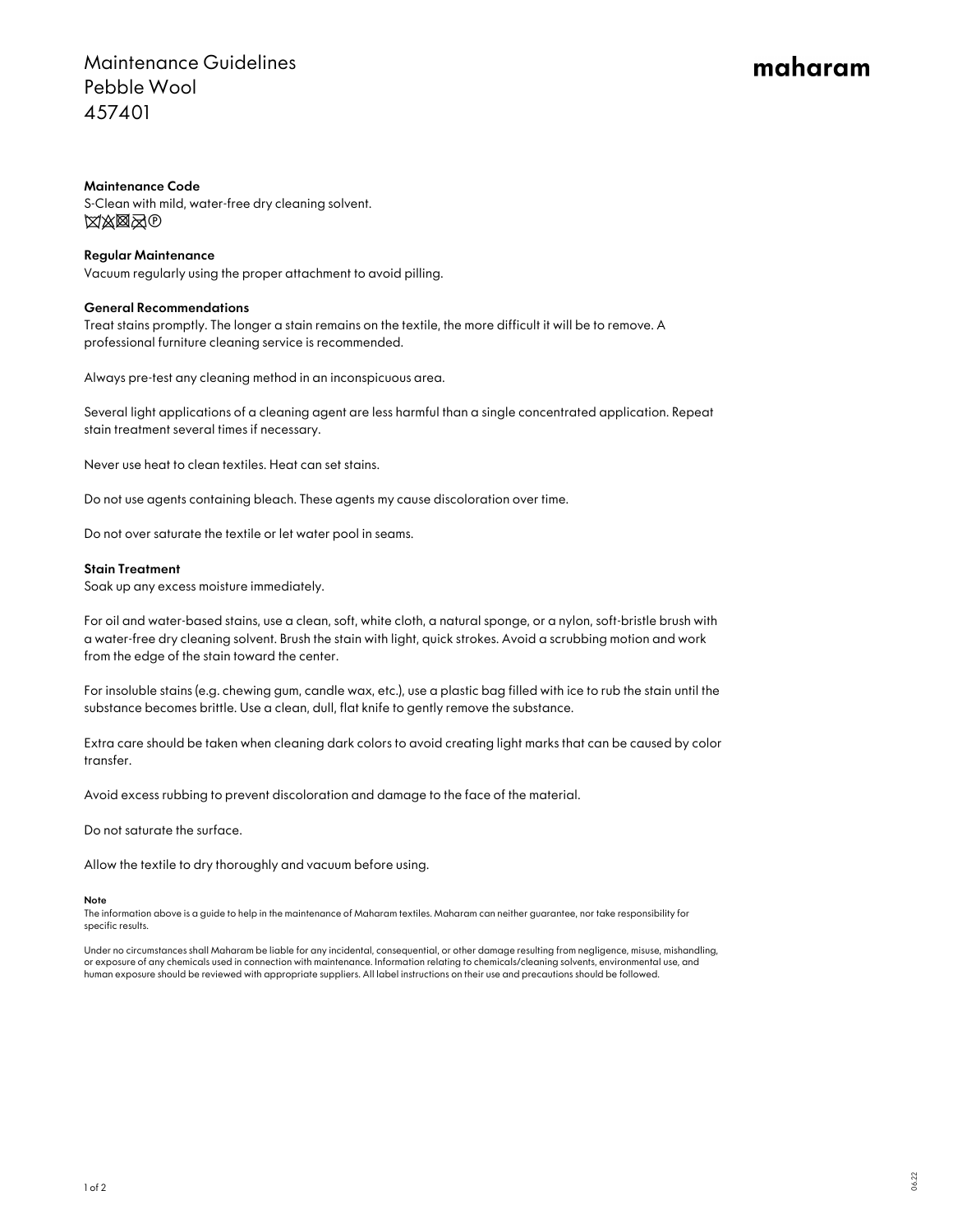# Maintenance Guidelines
# Pebble Wool
# 457401

maharam

**Maintenance Code**
S-Clean with mild, water-free dry cleaning solvent.
⊠⊠⊠⊠Ⓟ

**Regular Maintenance**
Vacuum regularly using the proper attachment to avoid pilling.

**General Recommendations**
Treat stains promptly. The longer a stain remains on the textile, the more difficult it will be to remove. A professional furniture cleaning service is recommended.

Always pre-test any cleaning method in an inconspicuous area.

Several light applications of a cleaning agent are less harmful than a single concentrated application. Repeat stain treatment several times if necessary.

Never use heat to clean textiles. Heat can set stains.

Do not use agents containing bleach. These agents my cause discoloration over time.

Do not over saturate the textile or let water pool in seams.

**Stain Treatment**
Soak up any excess moisture immediately.

For oil and water-based stains, use a clean, soft, white cloth, a natural sponge, or a nylon, soft-bristle brush with a water-free dry cleaning solvent. Brush the stain with light, quick strokes. Avoid a scrubbing motion and work from the edge of the stain toward the center.

For insoluble stains (e.g. chewing gum, candle wax, etc.), use a plastic bag filled with ice to rub the stain until the substance becomes brittle. Use a clean, dull, flat knife to gently remove the substance.

Extra care should be taken when cleaning dark colors to avoid creating light marks that can be caused by color transfer.

Avoid excess rubbing to prevent discoloration and damage to the face of the material.

Do not saturate the surface.

Allow the textile to dry thoroughly and vacuum before using.

**Note**
The information above is a guide to help in the maintenance of Maharam textiles. Maharam can neither guarantee, nor take responsibility for specific results.

Under no circumstances shall Maharam be liable for any incidental, consequential, or other damage resulting from negligence, misuse, mishandling, or exposure of any chemicals used in connection with maintenance. Information relating to chemicals/cleaning solvents, environmental use, and human exposure should be reviewed with appropriate suppliers. All label instructions on their use and precautions should be followed.

06.22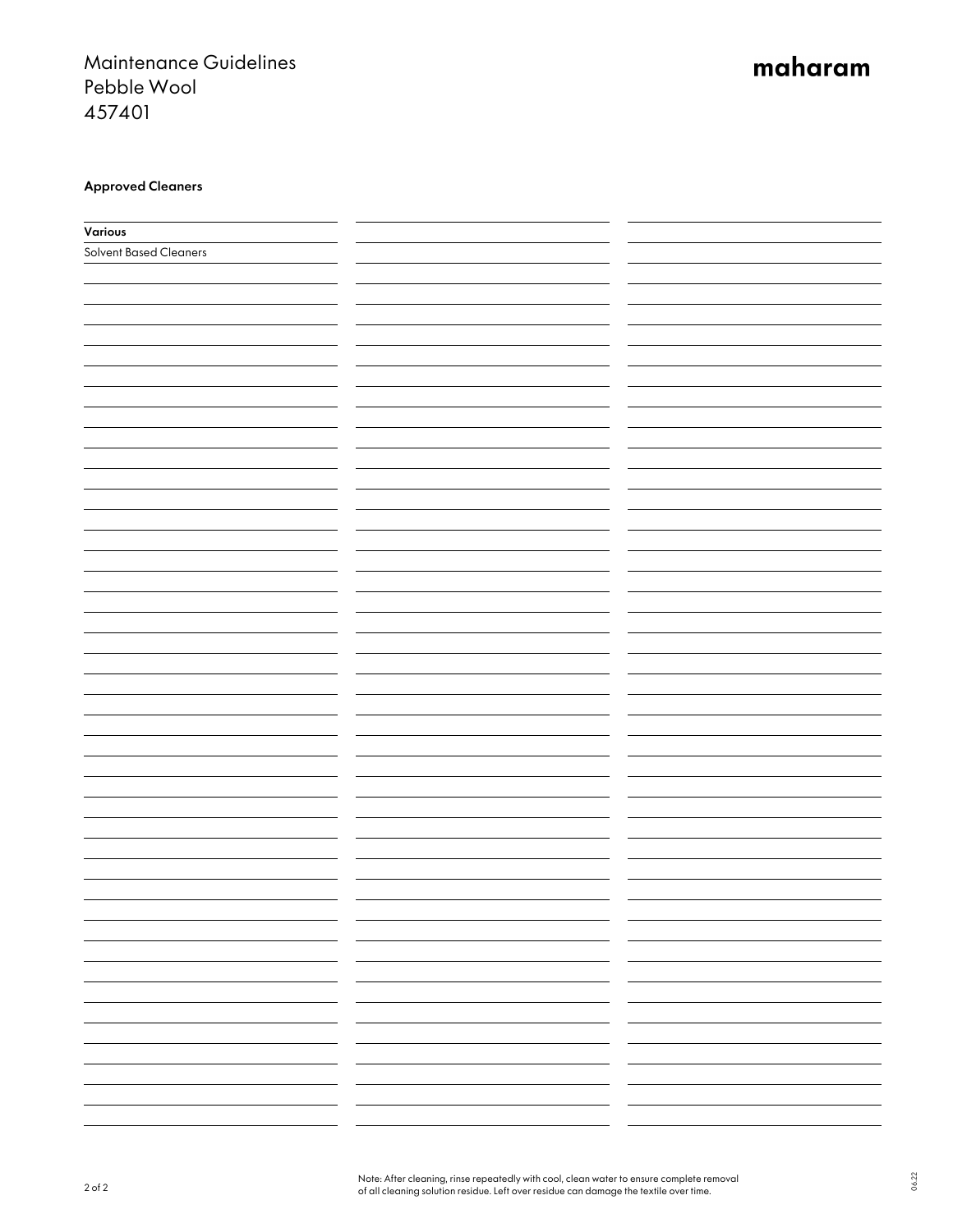Maintenance Guidelines
Pebble Wool
457401

**maharam**

**Approved Cleaners**

| **Various** |
| --- |
| Solvent Based Cleaners |

Note: After cleaning, rinse repeatedly with cool, clean water to ensure complete removal of all cleaning solution residue. Left over residue can damage the textile over time.